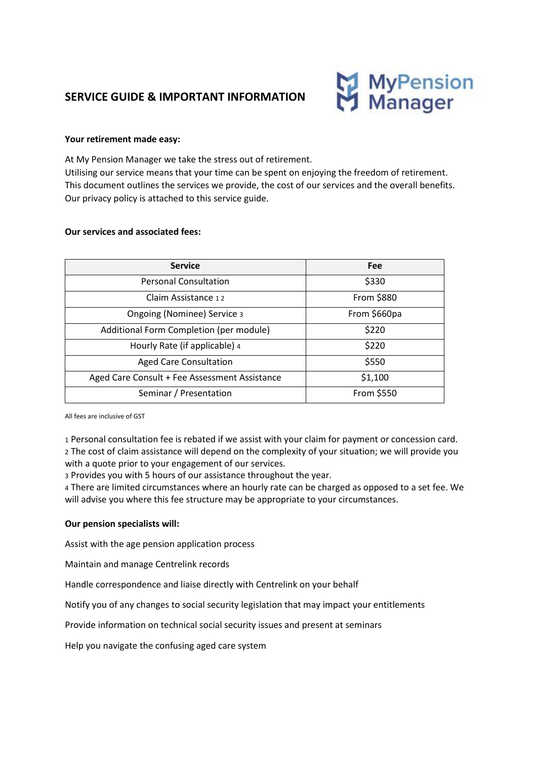# SERVICE GUIDE & IMPORTANT INFORMATION

MyPension Manager

**Your retirement made easy:**

At My Pension Manager we take the stress out of retirement.
Utilising our service means that your time can be spent on enjoying the freedom of retirement.
This document outlines the services we provide, the cost of our services and the overall benefits.
Our privacy policy is attached to this service guide.

**Our services and associated fees:**

| Service | Fee |
|---|---|
| Personal Consultation | $330 |
| Claim Assistance [1] [2] | From $880 |
| Ongoing (Nominee) Service [3] | From $660pa |
| Additional Form Completion (per module) | $220 |
| Hourly Rate (if applicable) [4] | $220 |
| Aged Care Consultation | $550 |
| Aged Care Consult + Fee Assessment Assistance | $1,100 |
| Seminar / Presentation | From $550 |

All fees are inclusive of GST

[1] Personal consultation fee is rebated if we assist with your claim for payment or concession card.
[2] The cost of claim assistance will depend on the complexity of your situation; we will provide you with a quote prior to your engagement of our services.
[3] Provides you with 5 hours of our assistance throughout the year.
[4] There are limited circumstances where an hourly rate can be charged as opposed to a set fee. We will advise you where this fee structure may be appropriate to your circumstances.

**Our pension specialists will:**

Assist with the age pension application process

Maintain and manage Centrelink records

Handle correspondence and liaise directly with Centrelink on your behalf

Notify you of any changes to social security legislation that may impact your entitlements

Provide information on technical social security issues and present at seminars

Help you navigate the confusing aged care system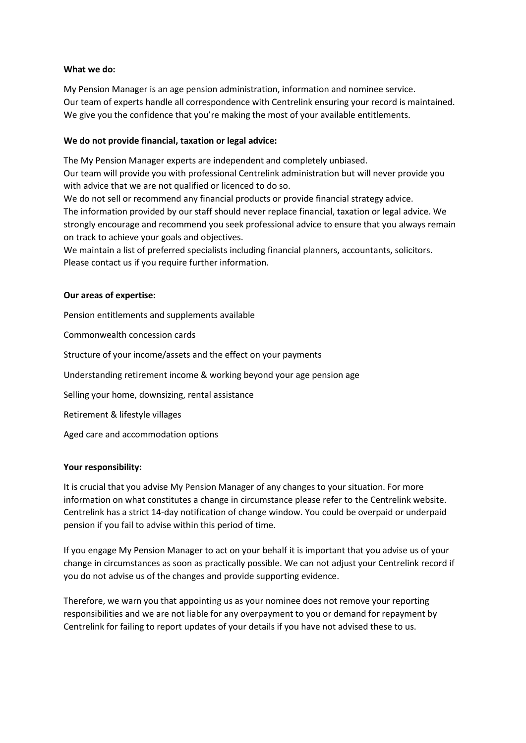**What we do:**

My Pension Manager is an age pension administration, information and nominee service.
Our team of experts handle all correspondence with Centrelink ensuring your record is maintained.
We give you the confidence that you're making the most of your available entitlements.

**We do not provide financial, taxation or legal advice:**

The My Pension Manager experts are independent and completely unbiased.
Our team will provide you with professional Centrelink administration but will never provide you with advice that we are not qualified or licenced to do so.
We do not sell or recommend any financial products or provide financial strategy advice.
The information provided by our staff should never replace financial, taxation or legal advice. We strongly encourage and recommend you seek professional advice to ensure that you always remain on track to achieve your goals and objectives.
We maintain a list of preferred specialists including financial planners, accountants, solicitors.
Please contact us if you require further information.

**Our areas of expertise:**

Pension entitlements and supplements available

Commonwealth concession cards

Structure of your income/assets and the effect on your payments

Understanding retirement income & working beyond your age pension age

Selling your home, downsizing, rental assistance

Retirement & lifestyle villages

Aged care and accommodation options

**Your responsibility:**

It is crucial that you advise My Pension Manager of any changes to your situation. For more information on what constitutes a change in circumstance please refer to the Centrelink website. Centrelink has a strict 14-day notification of change window. You could be overpaid or underpaid pension if you fail to advise within this period of time.

If you engage My Pension Manager to act on your behalf it is important that you advise us of your change in circumstances as soon as practically possible. We can not adjust your Centrelink record if you do not advise us of the changes and provide supporting evidence.

Therefore, we warn you that appointing us as your nominee does not remove your reporting responsibilities and we are not liable for any overpayment to you or demand for repayment by Centrelink for failing to report updates of your details if you have not advised these to us.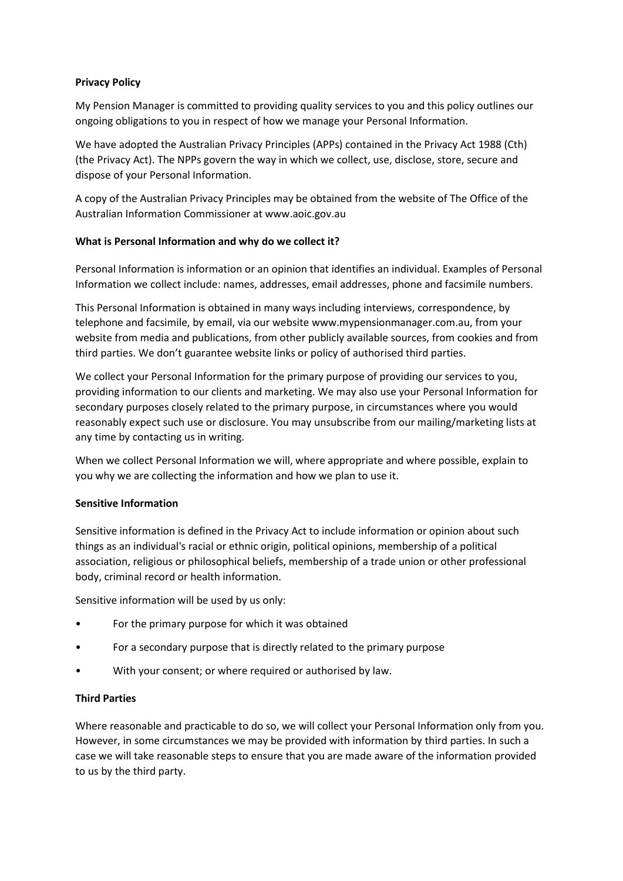**Privacy Policy**

My Pension Manager is committed to providing quality services to you and this policy outlines our ongoing obligations to you in respect of how we manage your Personal Information.

We have adopted the Australian Privacy Principles (APPs) contained in the Privacy Act 1988 (Cth) (the Privacy Act). The NPPs govern the way in which we collect, use, disclose, store, secure and dispose of your Personal Information.

A copy of the Australian Privacy Principles may be obtained from the website of The Office of the Australian Information Commissioner at www.aoic.gov.au

**What is Personal Information and why do we collect it?**

Personal Information is information or an opinion that identifies an individual. Examples of Personal Information we collect include: names, addresses, email addresses, phone and facsimile numbers.

This Personal Information is obtained in many ways including interviews, correspondence, by telephone and facsimile, by email, via our website www.mypensionmanager.com.au, from your website from media and publications, from other publicly available sources, from cookies and from third parties. We don't guarantee website links or policy of authorised third parties.

We collect your Personal Information for the primary purpose of providing our services to you, providing information to our clients and marketing. We may also use your Personal Information for secondary purposes closely related to the primary purpose, in circumstances where you would reasonably expect such use or disclosure. You may unsubscribe from our mailing/marketing lists at any time by contacting us in writing.

When we collect Personal Information we will, where appropriate and where possible, explain to you why we are collecting the information and how we plan to use it.

**Sensitive Information**

Sensitive information is defined in the Privacy Act to include information or opinion about such things as an individual's racial or ethnic origin, political opinions, membership of a political association, religious or philosophical beliefs, membership of a trade union or other professional body, criminal record or health information.

Sensitive information will be used by us only:

- For the primary purpose for which it was obtained
- For a secondary purpose that is directly related to the primary purpose
- With your consent; or where required or authorised by law.

**Third Parties**

Where reasonable and practicable to do so, we will collect your Personal Information only from you. However, in some circumstances we may be provided with information by third parties. In such a case we will take reasonable steps to ensure that you are made aware of the information provided to us by the third party.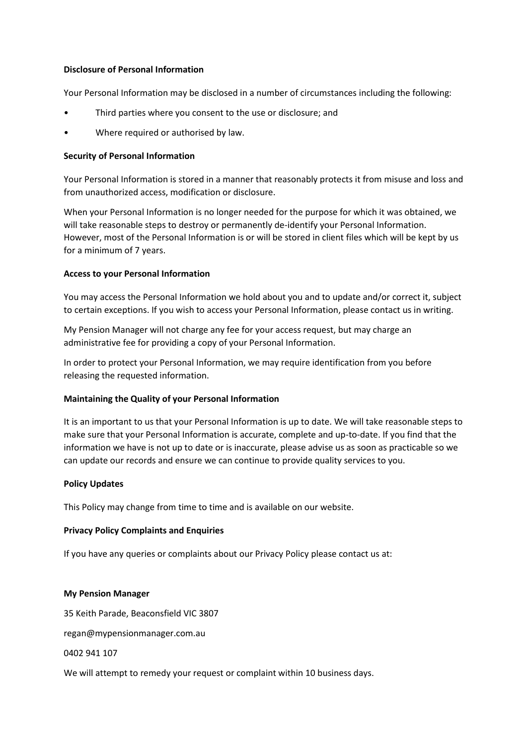**Disclosure of Personal Information**

Your Personal Information may be disclosed in a number of circumstances including the following:

- Third parties where you consent to the use or disclosure; and
- Where required or authorised by law.

**Security of Personal Information**

Your Personal Information is stored in a manner that reasonably protects it from misuse and loss and from unauthorized access, modification or disclosure.

When your Personal Information is no longer needed for the purpose for which it was obtained, we will take reasonable steps to destroy or permanently de-identify your Personal Information. However, most of the Personal Information is or will be stored in client files which will be kept by us for a minimum of 7 years.

**Access to your Personal Information**

You may access the Personal Information we hold about you and to update and/or correct it, subject to certain exceptions. If you wish to access your Personal Information, please contact us in writing.

My Pension Manager will not charge any fee for your access request, but may charge an administrative fee for providing a copy of your Personal Information.

In order to protect your Personal Information, we may require identification from you before releasing the requested information.

**Maintaining the Quality of your Personal Information**

It is an important to us that your Personal Information is up to date. We will take reasonable steps to make sure that your Personal Information is accurate, complete and up-to-date. If you find that the information we have is not up to date or is inaccurate, please advise us as soon as practicable so we can update our records and ensure we can continue to provide quality services to you.

**Policy Updates**

This Policy may change from time to time and is available on our website.

**Privacy Policy Complaints and Enquiries**

If you have any queries or complaints about our Privacy Policy please contact us at:

**My Pension Manager**

35 Keith Parade, Beaconsfield VIC 3807

regan@mypensionmanager.com.au

0402 941 107

We will attempt to remedy your request or complaint within 10 business days.